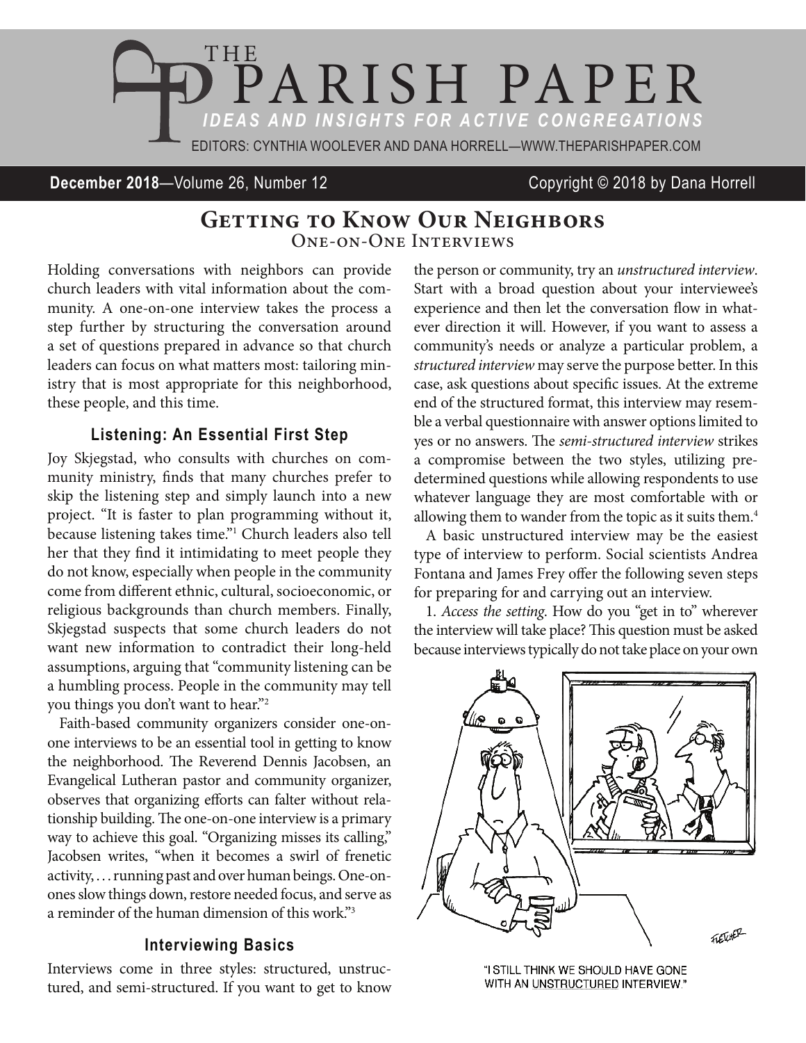# THE PARISH PAPER

*IDEAS AND INSIGHTS FOR ACTIVE CONGREGATIONS*

EDITORS: CYNTHIA WOOLEVER AND DANA HORRELL—WWW.THEPARISHPAPER.COM

**December 2018**—Volume 26, Number 12 Copyright © 2018 by Dana Horrell

## Getting to Know Our Neighbors

### One-on-One Interviews

Holding conversations with neighbors can provide church leaders with vital information about the community. A one-on-one interview takes the process a step further by structuring the conversation around a set of questions prepared in advance so that church leaders can focus on what matters most: tailoring ministry that is most appropriate for this neighborhood, these people, and this time.

### Listening: An Essential First Step

Joy Skjegstad, who consults with churches on community ministry, finds that many churches prefer to skip the listening step and simply launch into a new project. "It is faster to plan programming without it, because listening takes time."[1] Church leaders also tell her that they find it intimidating to meet people they do not know, especially when people in the community come from different ethnic, cultural, socioeconomic, or religious backgrounds than church members. Finally, Skjegstad suspects that some church leaders do not want new information to contradict their long-held assumptions, arguing that "community listening can be a humbling process. People in the community may tell you things you don't want to hear."[2]

Faith-based community organizers consider one-on-one interviews to be an essential tool in getting to know the neighborhood. The Reverend Dennis Jacobsen, an Evangelical Lutheran pastor and community organizer, observes that organizing efforts can falter without relationship building. The one-on-one interview is a primary way to achieve this goal. "Organizing misses its calling," Jacobsen writes, "when it becomes a swirl of frenetic activity, . . . running past and over human beings. One-on-ones slow things down, restore needed focus, and serve as a reminder of the human dimension of this work."[3]

### Interviewing Basics

Interviews come in three styles: structured, unstructured, and semi-structured. If you want to get to know the person or community, try an *unstructured interview*. Start with a broad question about your interviewee's experience and then let the conversation flow in whatever direction it will. However, if you want to assess a community's needs or analyze a particular problem, a *structured interview* may serve the purpose better. In this case, ask questions about specific issues. At the extreme end of the structured format, this interview may resemble a verbal questionnaire with answer options limited to yes or no answers. The *semi-structured interview* strikes a compromise between the two styles, utilizing predetermined questions while allowing respondents to use whatever language they are most comfortable with or allowing them to wander from the topic as it suits them.[4]

A basic unstructured interview may be the easiest type of interview to perform. Social scientists Andrea Fontana and James Frey offer the following seven steps for preparing for and carrying out an interview.

1. *Access the setting.* How do you "get in to" wherever the interview will take place? This question must be asked because interviews typically do not take place on your own

"I STILL THINK WE SHOULD HAVE GONE WITH AN UNSTRUCTURED INTERVIEW."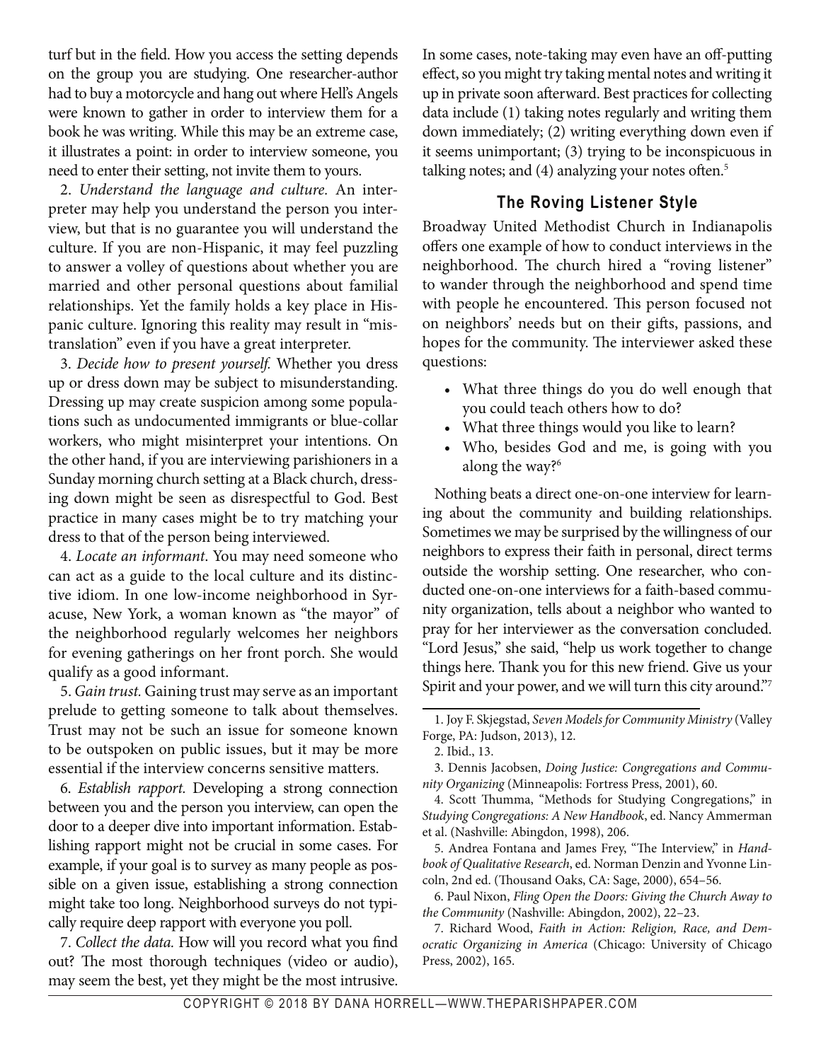turf but in the field. How you access the setting depends on the group you are studying. One researcher-author had to buy a motorcycle and hang out where Hell's Angels were known to gather in order to interview them for a book he was writing. While this may be an extreme case, it illustrates a point: in order to interview someone, you need to enter their setting, not invite them to yours.

2. *Understand the language and culture.* An interpreter may help you understand the person you interview, but that is no guarantee you will understand the culture. If you are non-Hispanic, it may feel puzzling to answer a volley of questions about whether you are married and other personal questions about familial relationships. Yet the family holds a key place in Hispanic culture. Ignoring this reality may result in "mistranslation" even if you have a great interpreter.

3. *Decide how to present yourself.* Whether you dress up or dress down may be subject to misunderstanding. Dressing up may create suspicion among some populations such as undocumented immigrants or blue-collar workers, who might misinterpret your intentions. On the other hand, if you are interviewing parishioners in a Sunday morning church setting at a Black church, dressing down might be seen as disrespectful to God. Best practice in many cases might be to try matching your dress to that of the person being interviewed.

4. *Locate an informant*. You may need someone who can act as a guide to the local culture and its distinctive idiom. In one low-income neighborhood in Syracuse, New York, a woman known as "the mayor" of the neighborhood regularly welcomes her neighbors for evening gatherings on her front porch. She would qualify as a good informant.

5. *Gain trust.* Gaining trust may serve as an important prelude to getting someone to talk about themselves. Trust may not be such an issue for someone known to be outspoken on public issues, but it may be more essential if the interview concerns sensitive matters.

6. *Establish rapport.* Developing a strong connection between you and the person you interview, can open the door to a deeper dive into important information. Establishing rapport might not be crucial in some cases. For example, if your goal is to survey as many people as possible on a given issue, establishing a strong connection might take too long. Neighborhood surveys do not typically require deep rapport with everyone you poll.

7. *Collect the data.* How will you record what you find out? The most thorough techniques (video or audio), may seem the best, yet they might be the most intrusive. In some cases, note-taking may even have an off-putting effect, so you might try taking mental notes and writing it up in private soon afterward. Best practices for collecting data include (1) taking notes regularly and writing them down immediately; (2) writing everything down even if it seems unimportant; (3) trying to be inconspicuous in talking notes; and (4) analyzing your notes often.[5]

## The Roving Listener Style

Broadway United Methodist Church in Indianapolis offers one example of how to conduct interviews in the neighborhood. The church hired a "roving listener" to wander through the neighborhood and spend time with people he encountered. This person focused not on neighbors' needs but on their gifts, passions, and hopes for the community. The interviewer asked these questions:

- What three things do you do well enough that you could teach others how to do?
- What three things would you like to learn?
- Who, besides God and me, is going with you along the way?[6]

Nothing beats a direct one-on-one interview for learning about the community and building relationships. Sometimes we may be surprised by the willingness of our neighbors to express their faith in personal, direct terms outside the worship setting. One researcher, who conducted one-on-one interviews for a faith-based community organization, tells about a neighbor who wanted to pray for her interviewer as the conversation concluded. "Lord Jesus," she said, "help us work together to change things here. Thank you for this new friend. Give us your Spirit and your power, and we will turn this city around."[7]

---

1. Joy F. Skjegstad, *Seven Models for Community Ministry* (Valley Forge, PA: Judson, 2013), 12.
2. Ibid., 13.
3. Dennis Jacobsen, *Doing Justice: Congregations and Community Organizing* (Minneapolis: Fortress Press, 2001), 60.
4. Scott Thumma, "Methods for Studying Congregations," in *Studying Congregations: A New Handbook*, ed. Nancy Ammerman et al. (Nashville: Abingdon, 1998), 206.
5. Andrea Fontana and James Frey, "The Interview," in *Handbook of Qualitative Research*, ed. Norman Denzin and Yvonne Lincoln, 2nd ed. (Thousand Oaks, CA: Sage, 2000), 654–56.
6. Paul Nixon, *Fling Open the Doors: Giving the Church Away to the Community* (Nashville: Abingdon, 2002), 22–23.
7. Richard Wood, *Faith in Action: Religion, Race, and Democratic Organizing in America* (Chicago: University of Chicago Press, 2002), 165.

COPYRIGHT © 2018 BY DANA HORRELL—WWW.THEPARISHPAPER.COM